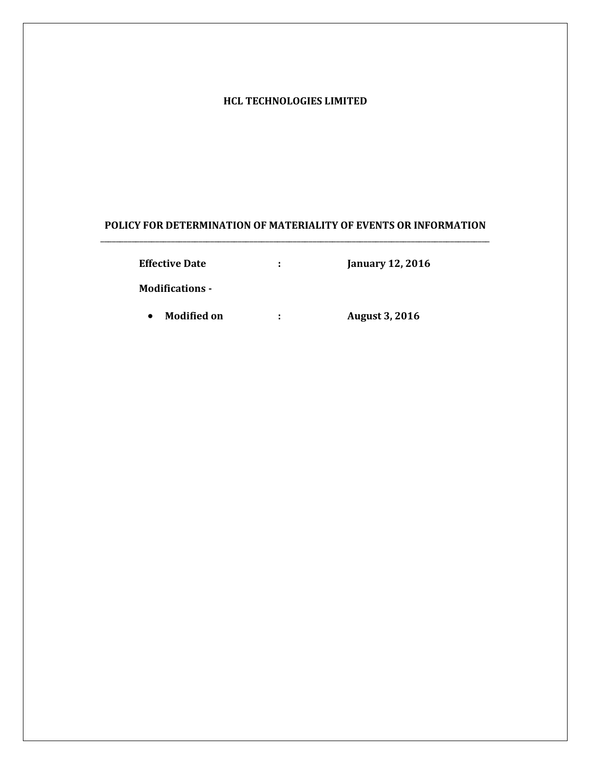**HCL TECHNOLOGIES LIMITED**

# POLICY FOR DETERMINATION OF MATERIALITY OF EVENTS OR INFORMATION

---

**Effective Date** : **January 12, 2016**

**Modifications -**

- **Modified on** : **August 3, 2016**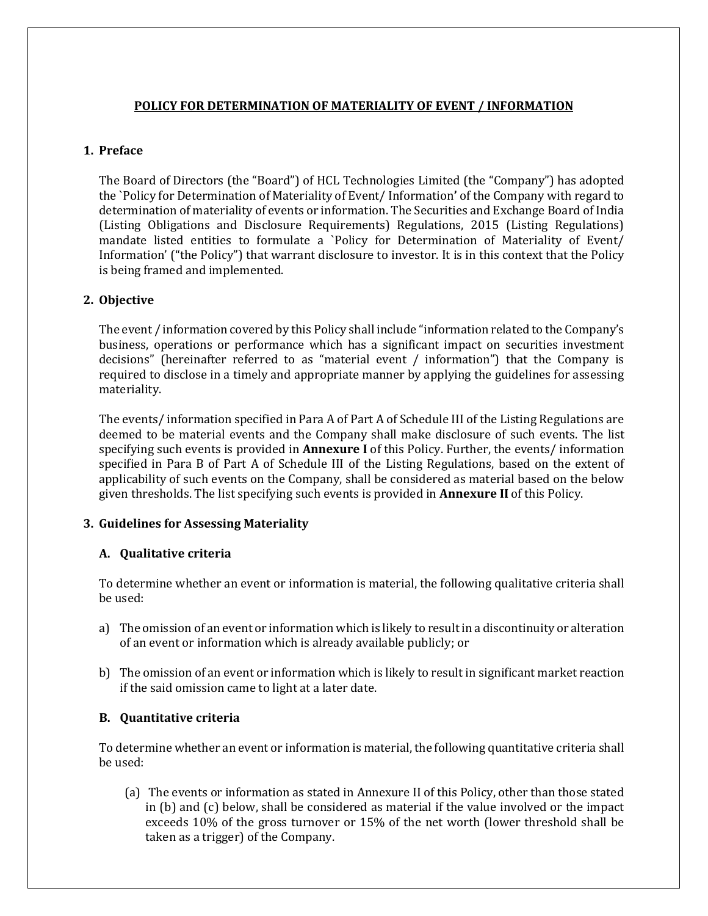**POLICY FOR DETERMINATION OF MATERIALITY OF EVENT / INFORMATION**

## 1. Preface

The Board of Directors (the "Board") of HCL Technologies Limited (the "Company") has adopted the `Policy for Determination of Materiality of Event/ Information**'** of the Company with regard to determination of materiality of events or information. The Securities and Exchange Board of India (Listing Obligations and Disclosure Requirements) Regulations, 2015 (Listing Regulations) mandate listed entities to formulate a `Policy for Determination of Materiality of Event/ Information' ("the Policy") that warrant disclosure to investor. It is in this context that the Policy is being framed and implemented.

## 2. Objective

The event / information covered by this Policy shall include "information related to the Company's business, operations or performance which has a significant impact on securities investment decisions" (hereinafter referred to as "material event / information") that the Company is required to disclose in a timely and appropriate manner by applying the guidelines for assessing materiality.

The events/ information specified in Para A of Part A of Schedule III of the Listing Regulations are deemed to be material events and the Company shall make disclosure of such events. The list specifying such events is provided in **Annexure I** of this Policy. Further, the events/ information specified in Para B of Part A of Schedule III of the Listing Regulations, based on the extent of applicability of such events on the Company, shall be considered as material based on the below given thresholds. The list specifying such events is provided in **Annexure II** of this Policy.

## 3. Guidelines for Assessing Materiality

### A. Qualitative criteria

To determine whether an event or information is material, the following qualitative criteria shall be used:

a) The omission of an event or information which is likely to result in a discontinuity or alteration of an event or information which is already available publicly; or

b) The omission of an event or information which is likely to result in significant market reaction if the said omission came to light at a later date.

### B. Quantitative criteria

To determine whether an event or information is material, the following quantitative criteria shall be used:

(a) The events or information as stated in Annexure II of this Policy, other than those stated in (b) and (c) below, shall be considered as material if the value involved or the impact exceeds 10% of the gross turnover or 15% of the net worth (lower threshold shall be taken as a trigger) of the Company.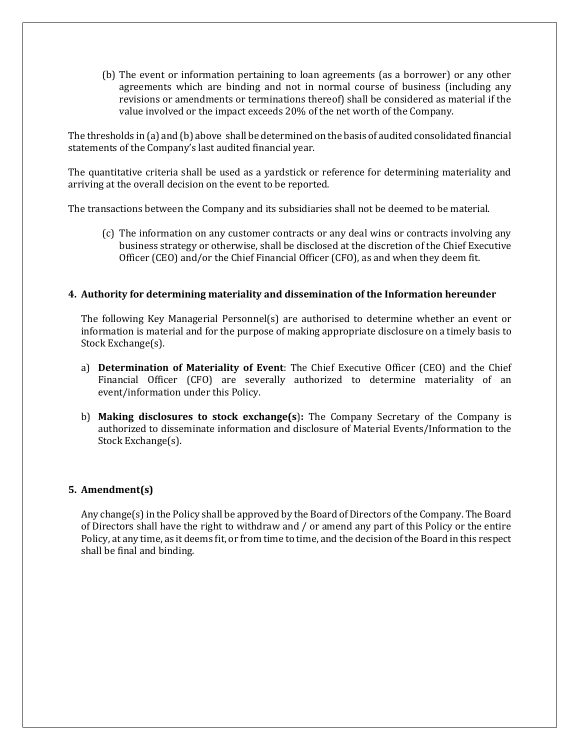(b) The event or information pertaining to loan agreements (as a borrower) or any other agreements which are binding and not in normal course of business (including any revisions or amendments or terminations thereof) shall be considered as material if the value involved or the impact exceeds 20% of the net worth of the Company.

The thresholds in (a) and (b) above shall be determined on the basis of audited consolidated financial statements of the Company's last audited financial year.

The quantitative criteria shall be used as a yardstick or reference for determining materiality and arriving at the overall decision on the event to be reported.

The transactions between the Company and its subsidiaries shall not be deemed to be material.

(c) The information on any customer contracts or any deal wins or contracts involving any business strategy or otherwise, shall be disclosed at the discretion of the Chief Executive Officer (CEO) and/or the Chief Financial Officer (CFO), as and when they deem fit.

**4. Authority for determining materiality and dissemination of the Information hereunder**

The following Key Managerial Personnel(s) are authorised to determine whether an event or information is material and for the purpose of making appropriate disclosure on a timely basis to Stock Exchange(s).

a) **Determination of Materiality of Event**: The Chief Executive Officer (CEO) and the Chief Financial Officer (CFO) are severally authorized to determine materiality of an event/information under this Policy.

b) **Making disclosures to stock exchange(s):** The Company Secretary of the Company is authorized to disseminate information and disclosure of Material Events/Information to the Stock Exchange(s).

**5. Amendment(s)**

Any change(s) in the Policy shall be approved by the Board of Directors of the Company. The Board of Directors shall have the right to withdraw and / or amend any part of this Policy or the entire Policy, at any time, as it deems fit, or from time to time, and the decision of the Board in this respect shall be final and binding.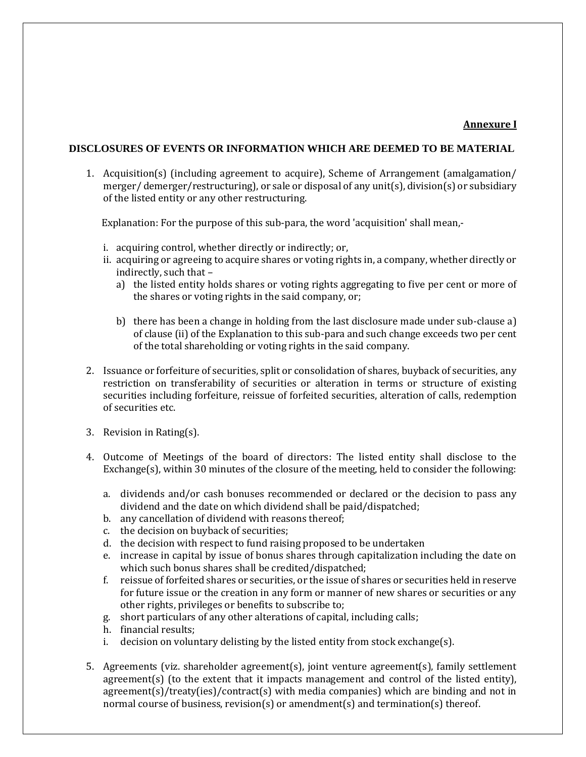**Annexure I**

## DISCLOSURES OF EVENTS OR INFORMATION WHICH ARE DEEMED TO BE MATERIAL

1. Acquisition(s) (including agreement to acquire), Scheme of Arrangement (amalgamation/ merger/ demerger/restructuring), or sale or disposal of any unit(s), division(s) or subsidiary of the listed entity or any other restructuring.

   Explanation: For the purpose of this sub-para, the word 'acquisition' shall mean,-

   i. acquiring control, whether directly or indirectly; or,
   ii. acquiring or agreeing to acquire shares or voting rights in, a company, whether directly or indirectly, such that –
      a) the listed entity holds shares or voting rights aggregating to five per cent or more of the shares or voting rights in the said company, or;

      b) there has been a change in holding from the last disclosure made under sub-clause a) of clause (ii) of the Explanation to this sub-para and such change exceeds two per cent of the total shareholding or voting rights in the said company.

2. Issuance or forfeiture of securities, split or consolidation of shares, buyback of securities, any restriction on transferability of securities or alteration in terms or structure of existing securities including forfeiture, reissue of forfeited securities, alteration of calls, redemption of securities etc.

3. Revision in Rating(s).

4. Outcome of Meetings of the board of directors: The listed entity shall disclose to the Exchange(s), within 30 minutes of the closure of the meeting, held to consider the following:

   a. dividends and/or cash bonuses recommended or declared or the decision to pass any dividend and the date on which dividend shall be paid/dispatched;
   b. any cancellation of dividend with reasons thereof;
   c. the decision on buyback of securities;
   d. the decision with respect to fund raising proposed to be undertaken
   e. increase in capital by issue of bonus shares through capitalization including the date on which such bonus shares shall be credited/dispatched;
   f. reissue of forfeited shares or securities, or the issue of shares or securities held in reserve for future issue or the creation in any form or manner of new shares or securities or any other rights, privileges or benefits to subscribe to;
   g. short particulars of any other alterations of capital, including calls;
   h. financial results;
   i. decision on voluntary delisting by the listed entity from stock exchange(s).

5. Agreements (viz. shareholder agreement(s), joint venture agreement(s), family settlement agreement(s) (to the extent that it impacts management and control of the listed entity), agreement(s)/treaty(ies)/contract(s) with media companies) which are binding and not in normal course of business, revision(s) or amendment(s) and termination(s) thereof.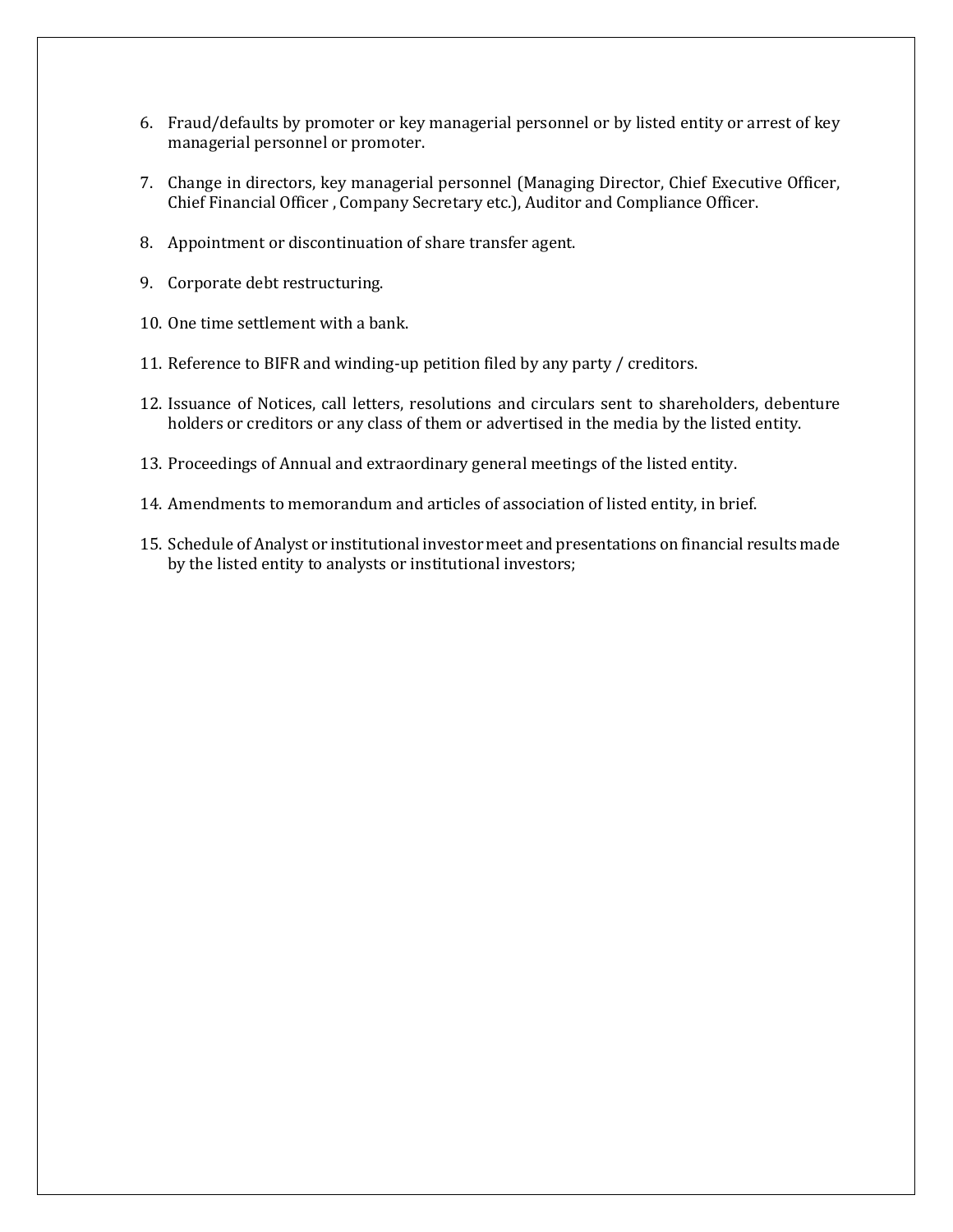6. Fraud/defaults by promoter or key managerial personnel or by listed entity or arrest of key managerial personnel or promoter.

7. Change in directors, key managerial personnel (Managing Director, Chief Executive Officer, Chief Financial Officer , Company Secretary etc.), Auditor and Compliance Officer.

8. Appointment or discontinuation of share transfer agent.

9. Corporate debt restructuring.

10. One time settlement with a bank.

11. Reference to BIFR and winding-up petition filed by any party / creditors.

12. Issuance of Notices, call letters, resolutions and circulars sent to shareholders, debenture holders or creditors or any class of them or advertised in the media by the listed entity.

13. Proceedings of Annual and extraordinary general meetings of the listed entity.

14. Amendments to memorandum and articles of association of listed entity, in brief.

15. Schedule of Analyst or institutional investor meet and presentations on financial results made by the listed entity to analysts or institutional investors;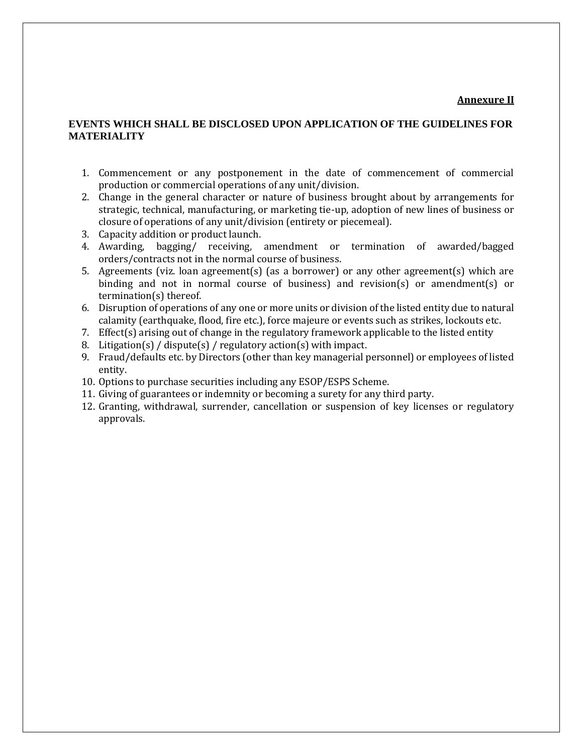**Annexure II**

## EVENTS WHICH SHALL BE DISCLOSED UPON APPLICATION OF THE GUIDELINES FOR MATERIALITY

1. Commencement or any postponement in the date of commencement of commercial production or commercial operations of any unit/division.
2. Change in the general character or nature of business brought about by arrangements for strategic, technical, manufacturing, or marketing tie-up, adoption of new lines of business or closure of operations of any unit/division (entirety or piecemeal).
3. Capacity addition or product launch.
4. Awarding, bagging/ receiving, amendment or termination of awarded/bagged orders/contracts not in the normal course of business.
5. Agreements (viz. loan agreement(s) (as a borrower) or any other agreement(s) which are binding and not in normal course of business) and revision(s) or amendment(s) or termination(s) thereof.
6. Disruption of operations of any one or more units or division of the listed entity due to natural calamity (earthquake, flood, fire etc.), force majeure or events such as strikes, lockouts etc.
7. Effect(s) arising out of change in the regulatory framework applicable to the listed entity
8. Litigation(s) / dispute(s) / regulatory action(s) with impact.
9. Fraud/defaults etc. by Directors (other than key managerial personnel) or employees of listed entity.
10. Options to purchase securities including any ESOP/ESPS Scheme.
11. Giving of guarantees or indemnity or becoming a surety for any third party.
12. Granting, withdrawal, surrender, cancellation or suspension of key licenses or regulatory approvals.